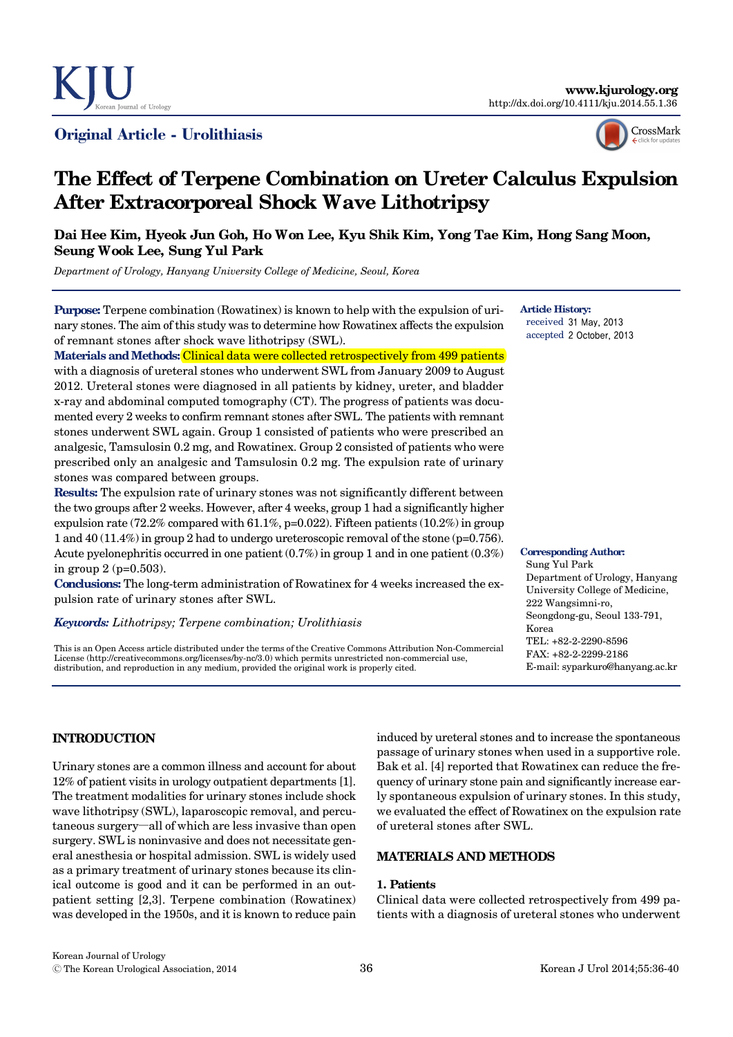Original Article - Urolithiasis

# The Effect of Terpene Combination on Ureter Calculus Expulsion After Extracorporeal Shock Wave Lithotripsy

**Dai Hee Kim, Hyeok Jun Goh, Ho Won Lee, Kyu Shik Kim, Yong Tae Kim, Hong Sang Moon, Seung Wook Lee, Sung Yul Park**

*Department of Urology, Hanyang University College of Medicine, Seoul, Korea*

**Purpose:** Terpene combination (Rowatinex) is known to help with the expulsion of urinary stones. The aim of this study was to determine how Rowatinex affects the expulsion of remnant stones after shock wave lithotripsy (SWL).

**Materials and Methods:** Clinical data were collected retrospectively from 499 patients with a diagnosis of ureteral stones who underwent SWL from January 2009 to August 2012. Ureteral stones were diagnosed in all patients by kidney, ureter, and bladder x-ray and abdominal computed tomography (CT). The progress of patients was documented every 2 weeks to confirm remnant stones after SWL. The patients with remnant stones underwent SWL again. Group 1 consisted of patients who were prescribed an analgesic, Tamsulosin 0.2 mg, and Rowatinex. Group 2 consisted of patients who were prescribed only an analgesic and Tamsulosin 0.2 mg. The expulsion rate of urinary stones was compared between groups.

**Results:** The expulsion rate of urinary stones was not significantly different between the two groups after 2 weeks. However, after 4 weeks, group 1 had a significantly higher expulsion rate (72.2% compared with 61.1%, p=0.022). Fifteen patients (10.2%) in group 1 and 40 (11.4%) in group 2 had to undergo ureteroscopic removal of the stone (p=0.756). Acute pyelonephritis occurred in one patient (0.7%) in group 1 and in one patient (0.3%) in group 2 (p=0.503).

**Conclusions:** The long-term administration of Rowatinex for 4 weeks increased the expulsion rate of urinary stones after SWL.

***Keywords:*** *Lithotripsy; Terpene combination; Urolithiasis*

This is an Open Access article distributed under the terms of the Creative Commons Attribution Non-Commercial License (http://creativecommons.org/licenses/by-nc/3.0) which permits unrestricted non-commercial use, distribution, and reproduction in any medium, provided the original work is properly cited.

**Article History:**
received 31 May, 2013
accepted 2 October, 2013

**Corresponding Author:**
Sung Yul Park
Department of Urology, Hanyang University College of Medicine, 222 Wangsimni-ro, Seongdong-gu, Seoul 133-791, Korea
TEL: +82-2-2290-8596
FAX: +82-2-2299-2186
E-mail: syparkuro@hanyang.ac.kr

## INTRODUCTION

Urinary stones are a common illness and account for about 12% of patient visits in urology outpatient departments [1]. The treatment modalities for urinary stones include shock wave lithotripsy (SWL), laparoscopic removal, and percutaneous surgery—all of which are less invasive than open surgery. SWL is noninvasive and does not necessitate general anesthesia or hospital admission. SWL is widely used as a primary treatment of urinary stones because its clinical outcome is good and it can be performed in an outpatient setting [2,3]. Terpene combination (Rowatinex) was developed in the 1950s, and it is known to reduce pain induced by ureteral stones and to increase the spontaneous passage of urinary stones when used in a supportive role. Bak et al. [4] reported that Rowatinex can reduce the frequency of urinary stone pain and significantly increase early spontaneous expulsion of urinary stones. In this study, we evaluated the effect of Rowatinex on the expulsion rate of ureteral stones after SWL.

## MATERIALS AND METHODS

### 1. Patients

Clinical data were collected retrospectively from 499 patients with a diagnosis of ureteral stones who underwent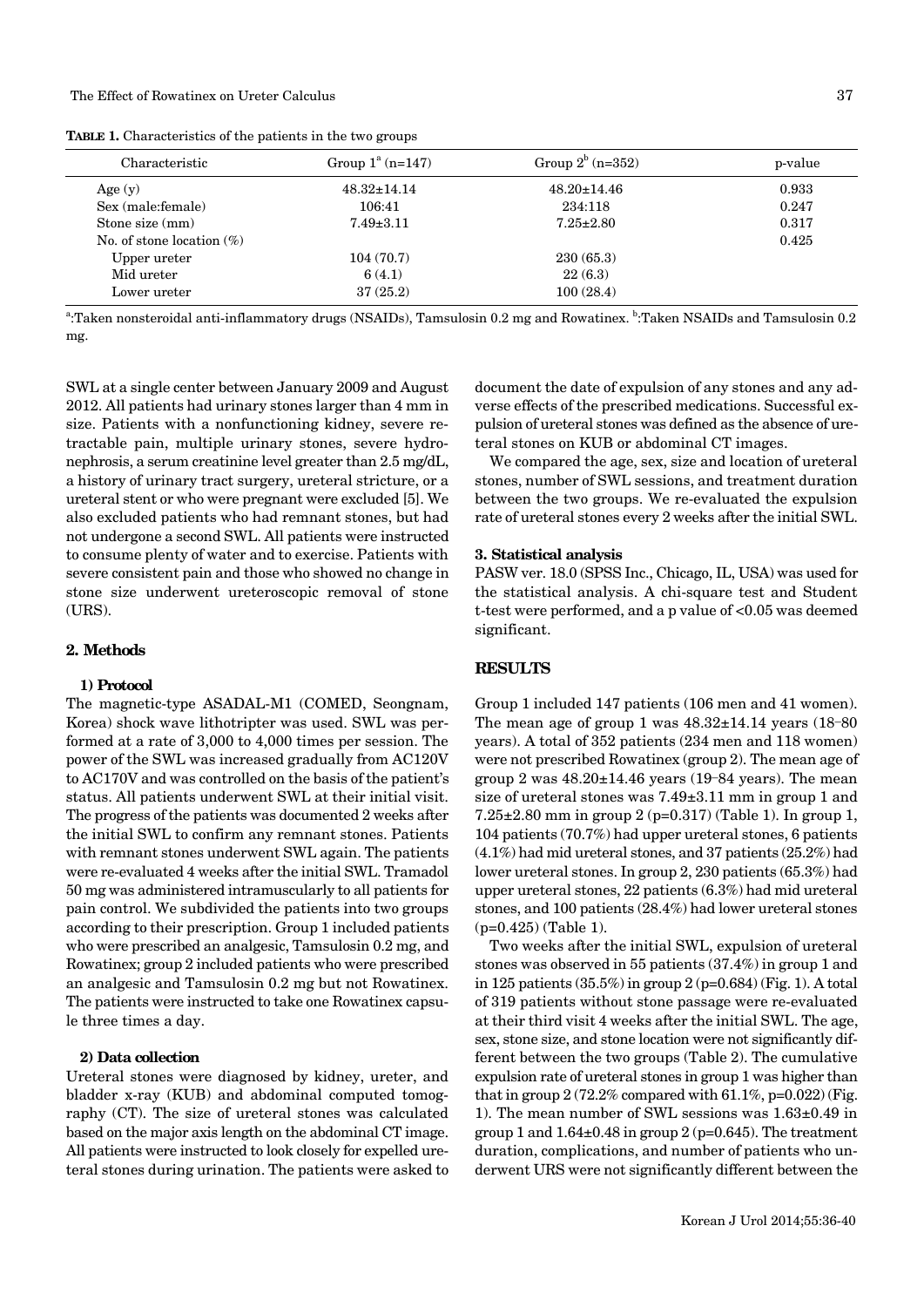**TABLE 1.** Characteristics of the patients in the two groups

| Characteristic | Group 1[a] (n=147) | Group 2[b] (n=352) | p-value |
|---|---|---|---|
| Age (y) | 48.32±14.14 | 48.20±14.46 | 0.933 |
| Sex (male:female) | 106:41 | 234:118 | 0.247 |
| Stone size (mm) | 7.49±3.11 | 7.25±2.80 | 0.317 |
| No. of stone location (%) | | | 0.425 |
| Upper ureter | 104 (70.7) | 230 (65.3) | |
| Mid ureter | 6 (4.1) | 22 (6.3) | |
| Lower ureter | 37 (25.2) | 100 (28.4) | |

[a]:Taken nonsteroidal anti-inflammatory drugs (NSAIDs), Tamsulosin 0.2 mg and Rowatinex. [b]:Taken NSAIDs and Tamsulosin 0.2 mg.

SWL at a single center between January 2009 and August 2012. All patients had urinary stones larger than 4 mm in size. Patients with a nonfunctioning kidney, severe retractable pain, multiple urinary stones, severe hydronephrosis, a serum creatinine level greater than 2.5 mg/dL, a history of urinary tract surgery, ureteral stricture, or a ureteral stent or who were pregnant were excluded [5]. We also excluded patients who had remnant stones, but had not undergone a second SWL. All patients were instructed to consume plenty of water and to exercise. Patients with severe consistent pain and those who showed no change in stone size underwent ureteroscopic removal of stone (URS).

## 2. Methods

### 1) Protocol

The magnetic-type ASADAL-M1 (COMED, Seongnam, Korea) shock wave lithotripter was used. SWL was performed at a rate of 3,000 to 4,000 times per session. The power of the SWL was increased gradually from AC120V to AC170V and was controlled on the basis of the patient's status. All patients underwent SWL at their initial visit. The progress of the patients was documented 2 weeks after the initial SWL to confirm any remnant stones. Patients with remnant stones underwent SWL again. The patients were re-evaluated 4 weeks after the initial SWL. Tramadol 50 mg was administered intramuscularly to all patients for pain control. We subdivided the patients into two groups according to their prescription. Group 1 included patients who were prescribed an analgesic, Tamsulosin 0.2 mg, and Rowatinex; group 2 included patients who were prescribed an analgesic and Tamsulosin 0.2 mg but not Rowatinex. The patients were instructed to take one Rowatinex capsule three times a day.

### 2) Data collection

Ureteral stones were diagnosed by kidney, ureter, and bladder x-ray (KUB) and abdominal computed tomography (CT). The size of ureteral stones was calculated based on the major axis length on the abdominal CT image. All patients were instructed to look closely for expelled ureteral stones during urination. The patients were asked to document the date of expulsion of any stones and any adverse effects of the prescribed medications. Successful expulsion of ureteral stones was defined as the absence of ureteral stones on KUB or abdominal CT images.

We compared the age, sex, size and location of ureteral stones, number of SWL sessions, and treatment duration between the two groups. We re-evaluated the expulsion rate of ureteral stones every 2 weeks after the initial SWL.

## 3. Statistical analysis

PASW ver. 18.0 (SPSS Inc., Chicago, IL, USA) was used for the statistical analysis. A chi-square test and Student t-test were performed, and a p value of $<0.05$ was deemed significant.

# RESULTS

Group 1 included 147 patients (106 men and 41 women). The mean age of group 1 was 48.32±14.14 years (18–80 years). A total of 352 patients (234 men and 118 women) were not prescribed Rowatinex (group 2). The mean age of group 2 was 48.20±14.46 years (19–84 years). The mean size of ureteral stones was 7.49±3.11 mm in group 1 and 7.25±2.80 mm in group 2 (p=0.317) (Table 1). In group 1, 104 patients (70.7%) had upper ureteral stones, 6 patients (4.1%) had mid ureteral stones, and 37 patients (25.2%) had lower ureteral stones. In group 2, 230 patients (65.3%) had upper ureteral stones, 22 patients (6.3%) had mid ureteral stones, and 100 patients (28.4%) had lower ureteral stones (p=0.425) (Table 1).

Two weeks after the initial SWL, expulsion of ureteral stones was observed in 55 patients (37.4%) in group 1 and in 125 patients (35.5%) in group 2 (p=0.684) (Fig. 1). A total of 319 patients without stone passage were re-evaluated at their third visit 4 weeks after the initial SWL. The age, sex, stone size, and stone location were not significantly different between the two groups (Table 2). The cumulative expulsion rate of ureteral stones in group 1 was higher than that in group 2 (72.2% compared with 61.1%, p=0.022) (Fig. 1). The mean number of SWL sessions was 1.63±0.49 in group 1 and 1.64±0.48 in group 2 (p=0.645). The treatment duration, complications, and number of patients who underwent URS were not significantly different between the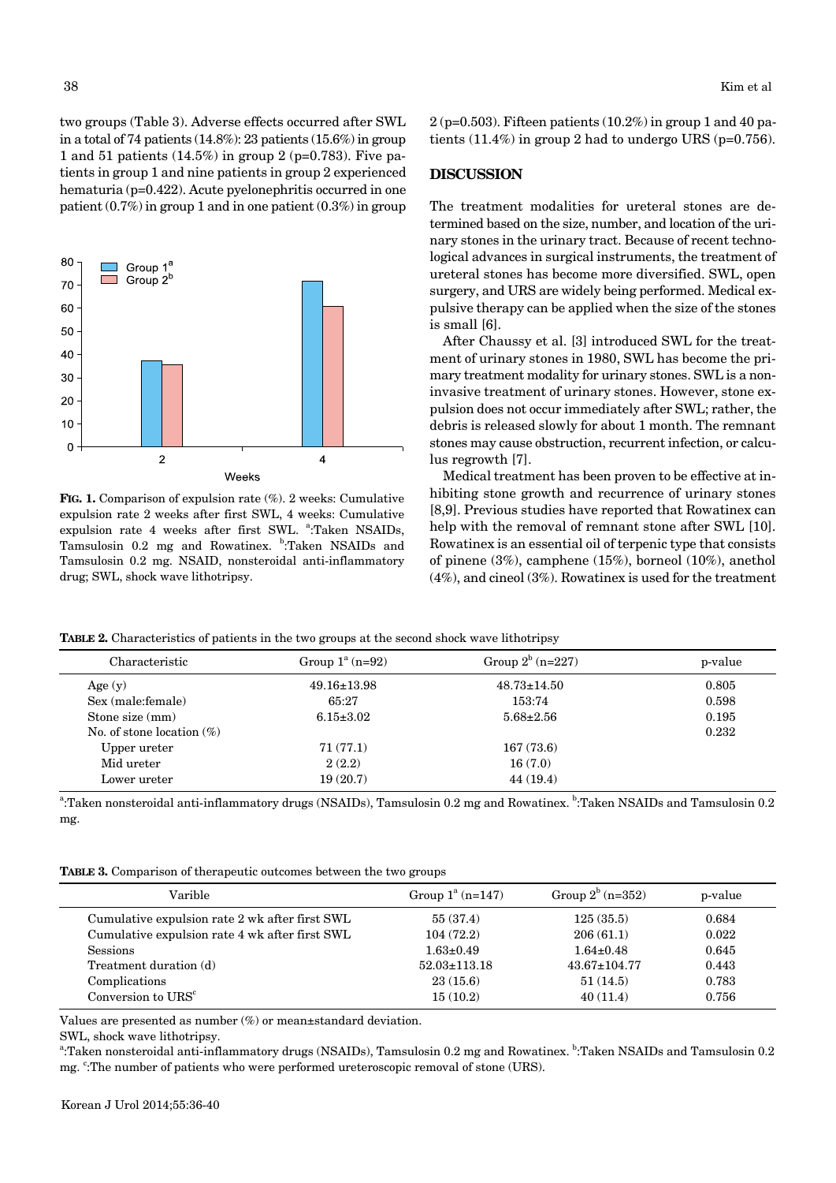two groups (Table 3). Adverse effects occurred after SWL in a total of 74 patients (14.8%): 23 patients (15.6%) in group 1 and 51 patients (14.5%) in group 2 (p=0.783). Five patients in group 1 and nine patients in group 2 experienced hematuria (p=0.422). Acute pyelonephritis occurred in one patient (0.7%) in group 1 and in one patient (0.3%) in group 2 (p=0.503). Fifteen patients (10.2%) in group 1 and 40 patients (11.4%) in group 2 had to undergo URS (p=0.756).

**FIG. 1.** Comparison of expulsion rate (%). 2 weeks: Cumulative expulsion rate 2 weeks after first SWL, 4 weeks: Cumulative expulsion rate 4 weeks after first SWL. [a]:Taken NSAIDs, Tamsulosin 0.2 mg and Rowatinex. [b]:Taken NSAIDs and Tamsulosin 0.2 mg. NSAID, nonsteroidal anti-inflammatory drug; SWL, shock wave lithotripsy.

## DISCUSSION

The treatment modalities for ureteral stones are determined based on the size, number, and location of the urinary stones in the urinary tract. Because of recent technological advances in surgical instruments, the treatment of ureteral stones has become more diversified. SWL, open surgery, and URS are widely being performed. Medical expulsive therapy can be applied when the size of the stones is small [6].

After Chaussy et al. [3] introduced SWL for the treatment of urinary stones in 1980, SWL has become the primary treatment modality for urinary stones. SWL is a noninvasive treatment of urinary stones. However, stone expulsion does not occur immediately after SWL; rather, the debris is released slowly for about 1 month. The remnant stones may cause obstruction, recurrent infection, or calculus regrowth [7].

Medical treatment has been proven to be effective at inhibiting stone growth and recurrence of urinary stones [8,9]. Previous studies have reported that Rowatinex can help with the removal of remnant stone after SWL [10]. Rowatinex is an essential oil of terpenic type that consists of pinene (3%), camphene (15%), borneol (10%), anethol (4%), and cineol (3%). Rowatinex is used for the treatment

**TABLE 2.** Characteristics of patients in the two groups at the second shock wave lithotripsy

| Characteristic | Group 1[a] (n=92) | Group 2[b] (n=227) | p-value |
|---|---|---|---|
| Age (y) | 49.16±13.98 | 48.73±14.50 | 0.805 |
| Sex (male:female) | 65:27 | 153:74 | 0.598 |
| Stone size (mm) | 6.15±3.02 | 5.68±2.56 | 0.195 |
| No. of stone location (%) | | | 0.232 |
| Upper ureter | 71 (77.1) | 167 (73.6) | |
| Mid ureter | 2 (2.2) | 16 (7.0) | |
| Lower ureter | 19 (20.7) | 44 (19.4) | |

[a]:Taken nonsteroidal anti-inflammatory drugs (NSAIDs), Tamsulosin 0.2 mg and Rowatinex. [b]:Taken NSAIDs and Tamsulosin 0.2 mg.

**TABLE 3.** Comparison of therapeutic outcomes between the two groups

| Varible | Group 1[a] (n=147) | Group 2[b] (n=352) | p-value |
|---|---|---|---|
| Cumulative expulsion rate 2 wk after first SWL | 55 (37.4) | 125 (35.5) | 0.684 |
| Cumulative expulsion rate 4 wk after first SWL | 104 (72.2) | 206 (61.1) | 0.022 |
| Sessions | 1.63±0.49 | 1.64±0.48 | 0.645 |
| Treatment duration (d) | 52.03±113.18 | 43.67±104.77 | 0.443 |
| Complications | 23 (15.6) | 51 (14.5) | 0.783 |
| Conversion to URS[c] | 15 (10.2) | 40 (11.4) | 0.756 |

Values are presented as number (%) or mean±standard deviation.

SWL, shock wave lithotripsy.

[a]:Taken nonsteroidal anti-inflammatory drugs (NSAIDs), Tamsulosin 0.2 mg and Rowatinex. [b]:Taken NSAIDs and Tamsulosin 0.2 mg. [c]:The number of patients who were performed ureteroscopic removal of stone (URS).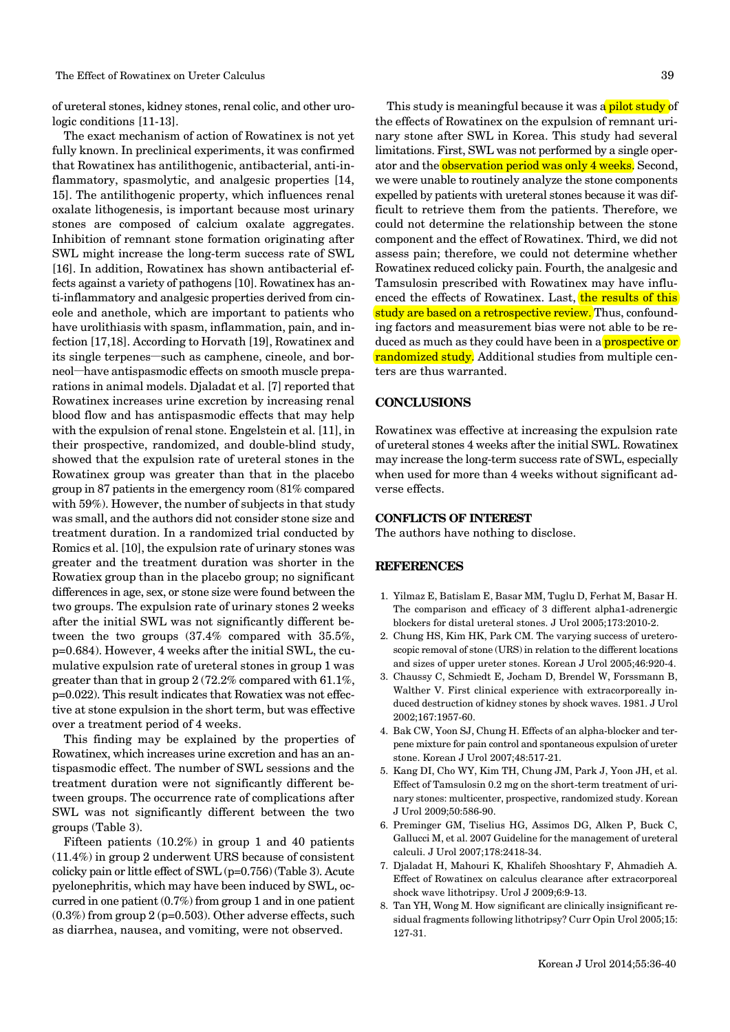of ureteral stones, kidney stones, renal colic, and other urologic conditions [11-13].

The exact mechanism of action of Rowatinex is not yet fully known. In preclinical experiments, it was confirmed that Rowatinex has antilithogenic, antibacterial, anti-inflammatory, spasmolytic, and analgesic properties [14, 15]. The antilithogenic property, which influences renal oxalate lithogenesis, is important because most urinary stones are composed of calcium oxalate aggregates. Inhibition of remnant stone formation originating after SWL might increase the long-term success rate of SWL [16]. In addition, Rowatinex has shown antibacterial effects against a variety of pathogens [10]. Rowatinex has anti-inflammatory and analgesic properties derived from cineole and anethole, which are important to patients who have urolithiasis with spasm, inflammation, pain, and infection [17,18]. According to Horvath [19], Rowatinex and its single terpenes—such as camphene, cineole, and borneol—have antispasmodic effects on smooth muscle preparations in animal models. Djaladat et al. [7] reported that Rowatinex increases urine excretion by increasing renal blood flow and has antispasmodic effects that may help with the expulsion of renal stone. Engelstein et al. [11], in their prospective, randomized, and double-blind study, showed that the expulsion rate of ureteral stones in the Rowatinex group was greater than that in the placebo group in 87 patients in the emergency room (81% compared with 59%). However, the number of subjects in that study was small, and the authors did not consider stone size and treatment duration. In a randomized trial conducted by Romics et al. [10], the expulsion rate of urinary stones was greater and the treatment duration was shorter in the Rowatiex group than in the placebo group; no significant differences in age, sex, or stone size were found between the two groups. The expulsion rate of urinary stones 2 weeks after the initial SWL was not significantly different between the two groups (37.4% compared with 35.5%, p=0.684). However, 4 weeks after the initial SWL, the cumulative expulsion rate of ureteral stones in group 1 was greater than that in group 2 (72.2% compared with 61.1%, p=0.022). This result indicates that Rowatiex was not effective at stone expulsion in the short term, but was effective over a treatment period of 4 weeks.

This finding may be explained by the properties of Rowatinex, which increases urine excretion and has an antispasmodic effect. The number of SWL sessions and the treatment duration were not significantly different between groups. The occurrence rate of complications after SWL was not significantly different between the two groups (Table 3).

Fifteen patients (10.2%) in group 1 and 40 patients (11.4%) in group 2 underwent URS because of consistent colicky pain or little effect of SWL (p=0.756) (Table 3). Acute pyelonephritis, which may have been induced by SWL, occurred in one patient (0.7%) from group 1 and in one patient (0.3%) from group 2 (p=0.503). Other adverse effects, such as diarrhea, nausea, and vomiting, were not observed.

This study is meaningful because it was a pilot study of the effects of Rowatinex on the expulsion of remnant urinary stone after SWL in Korea. This study had several limitations. First, SWL was not performed by a single operator and the observation period was only 4 weeks. Second, we were unable to routinely analyze the stone components expelled by patients with ureteral stones because it was difficult to retrieve them from the patients. Therefore, we could not determine the relationship between the stone component and the effect of Rowatinex. Third, we did not assess pain; therefore, we could not determine whether Rowatinex reduced colicky pain. Fourth, the analgesic and Tamsulosin prescribed with Rowatinex may have influenced the effects of Rowatinex. Last, the results of this study are based on a retrospective review. Thus, confounding factors and measurement bias were not able to be reduced as much as they could have been in a prospective or randomized study. Additional studies from multiple centers are thus warranted.

## CONCLUSIONS

Rowatinex was effective at increasing the expulsion rate of ureteral stones 4 weeks after the initial SWL. Rowatinex may increase the long-term success rate of SWL, especially when used for more than 4 weeks without significant adverse effects.

### CONFLICTS OF INTEREST

The authors have nothing to disclose.

## REFERENCES

1. Yilmaz E, Batislam E, Basar MM, Tuglu D, Ferhat M, Basar H. The comparison and efficacy of 3 different alpha1-adrenergic blockers for distal ureteral stones. J Urol 2005;173:2010-2.
2. Chung HS, Kim HK, Park CM. The varying success of ureteroscopic removal of stone (URS) in relation to the different locations and sizes of upper ureter stones. Korean J Urol 2005;46:920-4.
3. Chaussy C, Schmiedt E, Jocham D, Brendel W, Forssmann B, Walther V. First clinical experience with extracorporeally induced destruction of kidney stones by shock waves. 1981. J Urol 2002;167:1957-60.
4. Bak CW, Yoon SJ, Chung H. Effects of an alpha-blocker and terpene mixture for pain control and spontaneous expulsion of ureter stone. Korean J Urol 2007;48:517-21.
5. Kang DI, Cho WY, Kim TH, Chung JM, Park J, Yoon JH, et al. Effect of Tamsulosin 0.2 mg on the short-term treatment of urinary stones: multicenter, prospective, randomized study. Korean J Urol 2009;50:586-90.
6. Preminger GM, Tiselius HG, Assimos DG, Alken P, Buck C, Gallucci M, et al. 2007 Guideline for the management of ureteral calculi. J Urol 2007;178:2418-34.
7. Djaladat H, Mahouri K, Khalifeh Shooshtary F, Ahmadieh A. Effect of Rowatinex on calculus clearance after extracorporeal shock wave lithotripsy. Urol J 2009;6:9-13.
8. Tan YH, Wong M. How significant are clinically insignificant residual fragments following lithotripsy? Curr Opin Urol 2005;15:127-31.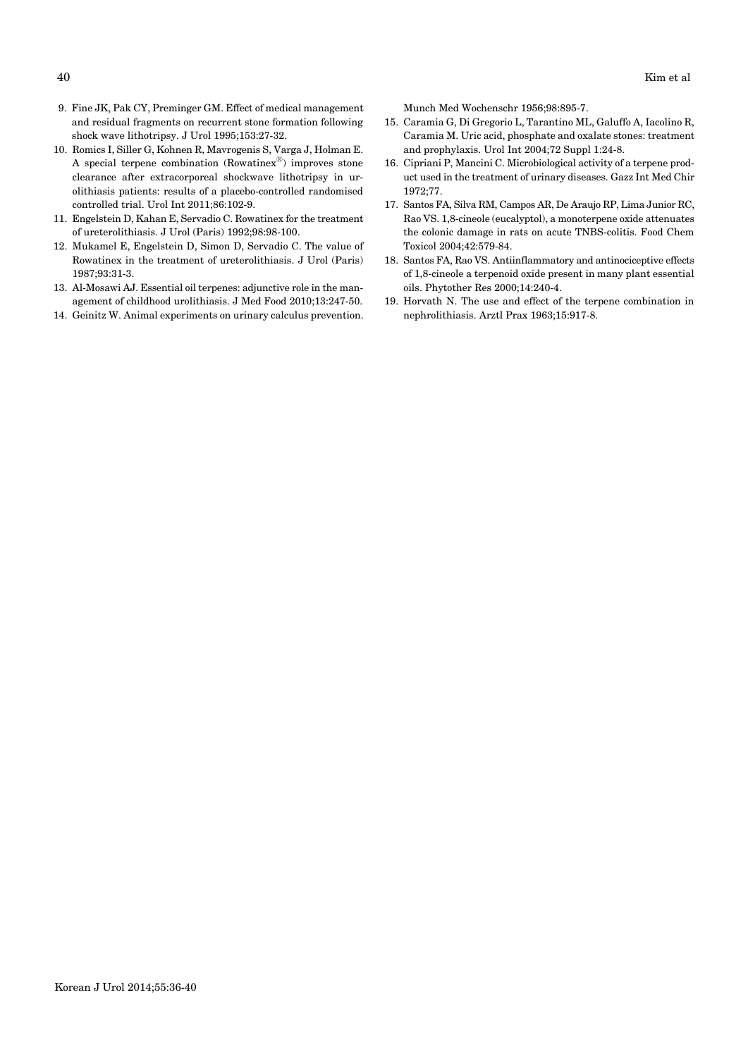9. Fine JK, Pak CY, Preminger GM. Effect of medical management and residual fragments on recurrent stone formation following shock wave lithotripsy. J Urol 1995;153:27-32.
10. Romics I, Siller G, Kohnen R, Mavrogenis S, Varga J, Holman E. A special terpene combination (Rowatinex®) improves stone clearance after extracorporeal shockwave lithotripsy in urolithiasis patients: results of a placebo-controlled randomised controlled trial. Urol Int 2011;86:102-9.
11. Engelstein D, Kahan E, Servadio C. Rowatinex for the treatment of ureterolithiasis. J Urol (Paris) 1992;98:98-100.
12. Mukamel E, Engelstein D, Simon D, Servadio C. The value of Rowatinex in the treatment of ureterolithiasis. J Urol (Paris) 1987;93:31-3.
13. Al-Mosawi AJ. Essential oil terpenes: adjunctive role in the management of childhood urolithiasis. J Med Food 2010;13:247-50.
14. Geinitz W. Animal experiments on urinary calculus prevention. Munch Med Wochenschr 1956;98:895-7.
15. Caramia G, Di Gregorio L, Tarantino ML, Galuffo A, Iacolino R, Caramia M. Uric acid, phosphate and oxalate stones: treatment and prophylaxis. Urol Int 2004;72 Suppl 1:24-8.
16. Cipriani P, Mancini C. Microbiological activity of a terpene product used in the treatment of urinary diseases. Gazz Int Med Chir 1972;77.
17. Santos FA, Silva RM, Campos AR, De Araujo RP, Lima Junior RC, Rao VS. 1,8-cineole (eucalyptol), a monoterpene oxide attenuates the colonic damage in rats on acute TNBS-colitis. Food Chem Toxicol 2004;42:579-84.
18. Santos FA, Rao VS. Antiinflammatory and antinociceptive effects of 1,8-cineole a terpenoid oxide present in many plant essential oils. Phytother Res 2000;14:240-4.
19. Horvath N. The use and effect of the terpene combination in nephrolithiasis. Arztl Prax 1963;15:917-8.